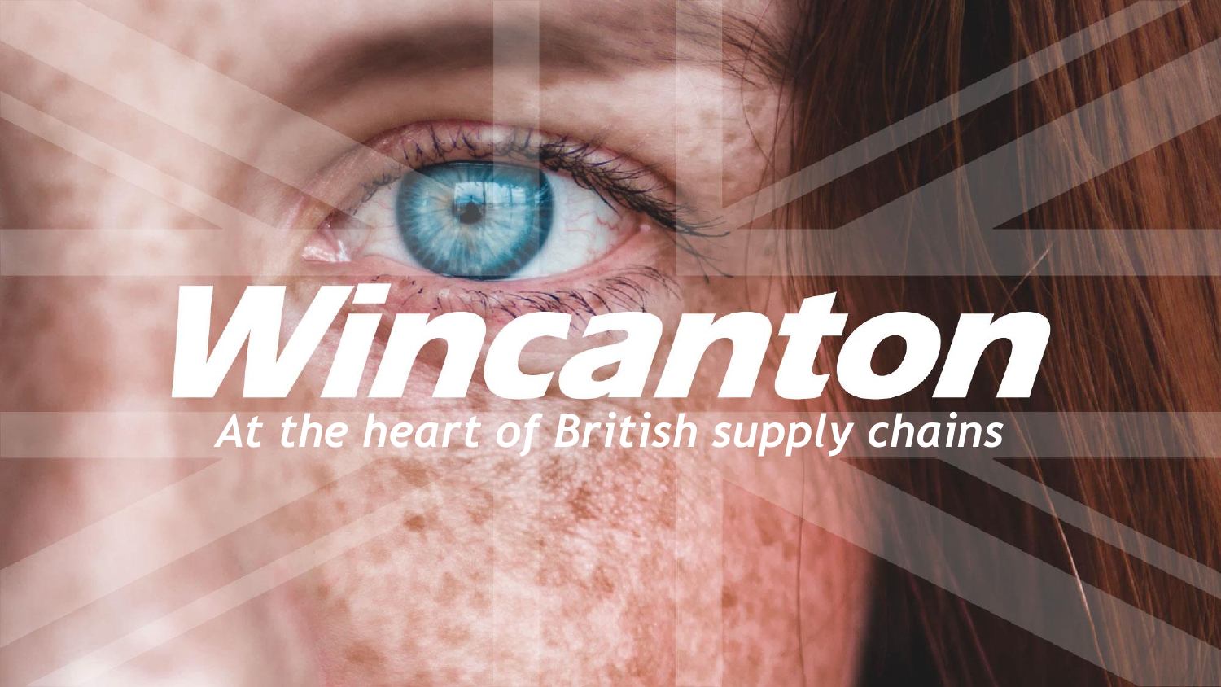# Wincanton

*At the heart of British supply chains*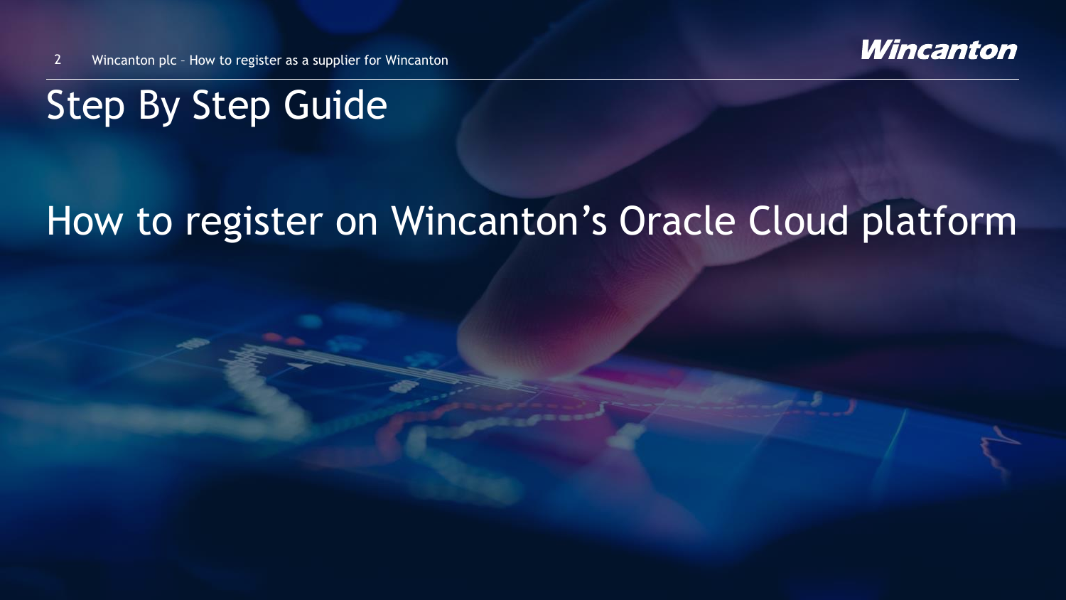# Step By Step Guide

## How to register on Wincanton's Oracle Cloud platform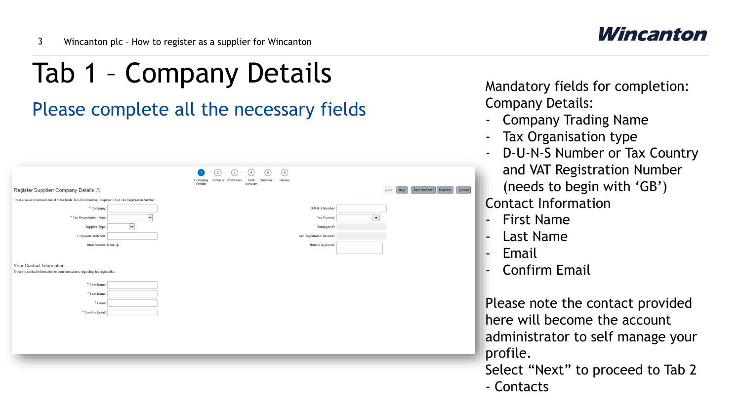# Tab 1 – Company Details

## Please complete all the necessary fields

Register Supplier: Company Details

Enter a value for at least one of these fields: D-U-N-S Number, Taxpayer ID, or Tax Registration Number.

| | |
|---|---|
| * Company | D-U-N-S Number |
| * Tax Organization Type | Tax Country |
| Supplier Type | Taxpayer ID |
| Corporate Web Site | Tax Registration Number |
| Attachments None | Note to Approver |

Your Contact Information

Enter the contact information for communications regarding this registration.

- * First Name
- * Last Name
- * Email
- * Confirm Email

Mandatory fields for completion:

Company Details:

- Company Trading Name
- Tax Organisation type
- D-U-N-S Number or Tax Country and VAT Registration Number (needs to begin with 'GB')

Contact Information

- First Name
- Last Name
- Email
- Confirm Email

Please note the contact provided here will become the account administrator to self manage your profile.

Select "Next" to proceed to Tab 2 - Contacts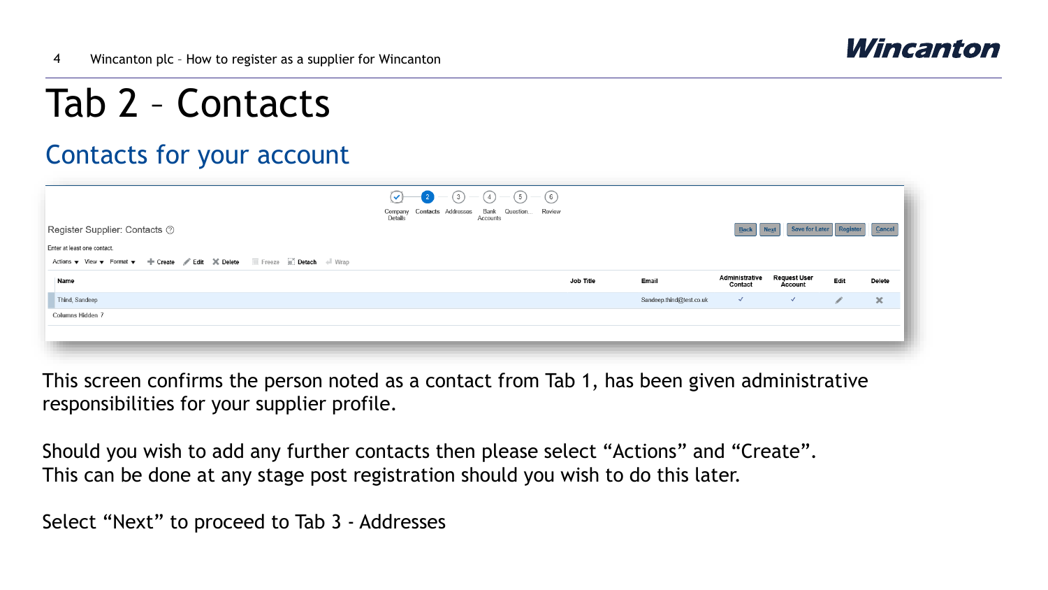# Tab 2 – Contacts

## Contacts for your account

Register Supplier: Contacts

Enter at least one contact.

| Name | Job Title | Email | Administrative Contact | Request User Account | Edit | Delete |
| --- | --- | --- | --- | --- | --- | --- |
| Thind, Sandeep | | Sandeep.thind@test.co.uk | ✓ | ✓ | | |

Columns Hidden 7

This screen confirms the person noted as a contact from Tab 1, has been given administrative responsibilities for your supplier profile.

Should you wish to add any further contacts then please select “Actions” and “Create”. This can be done at any stage post registration should you wish to do this later.

Select “Next” to proceed to Tab 3 - Addresses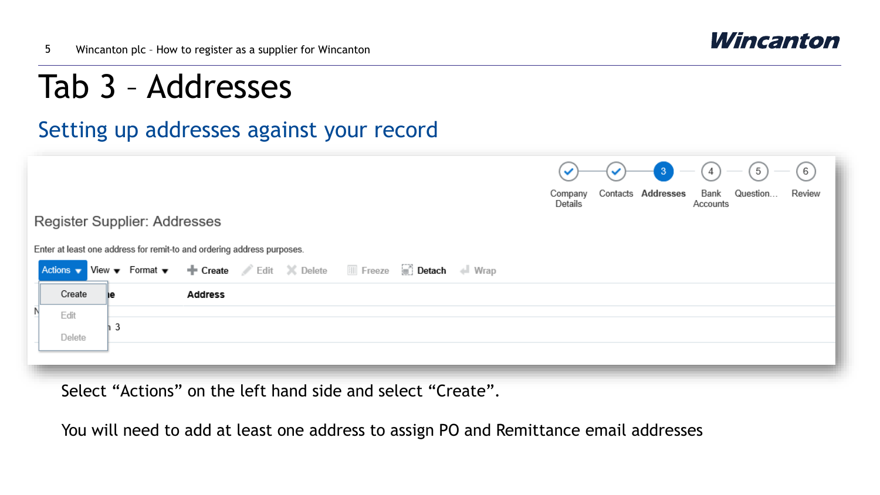# Tab 3 – Addresses

## Setting up addresses against your record

Register Supplier: Addresses

Enter at least one address for remit-to and ordering address purposes.

Select “Actions” on the left hand side and select “Create”.

You will need to add at least one address to assign PO and Remittance email addresses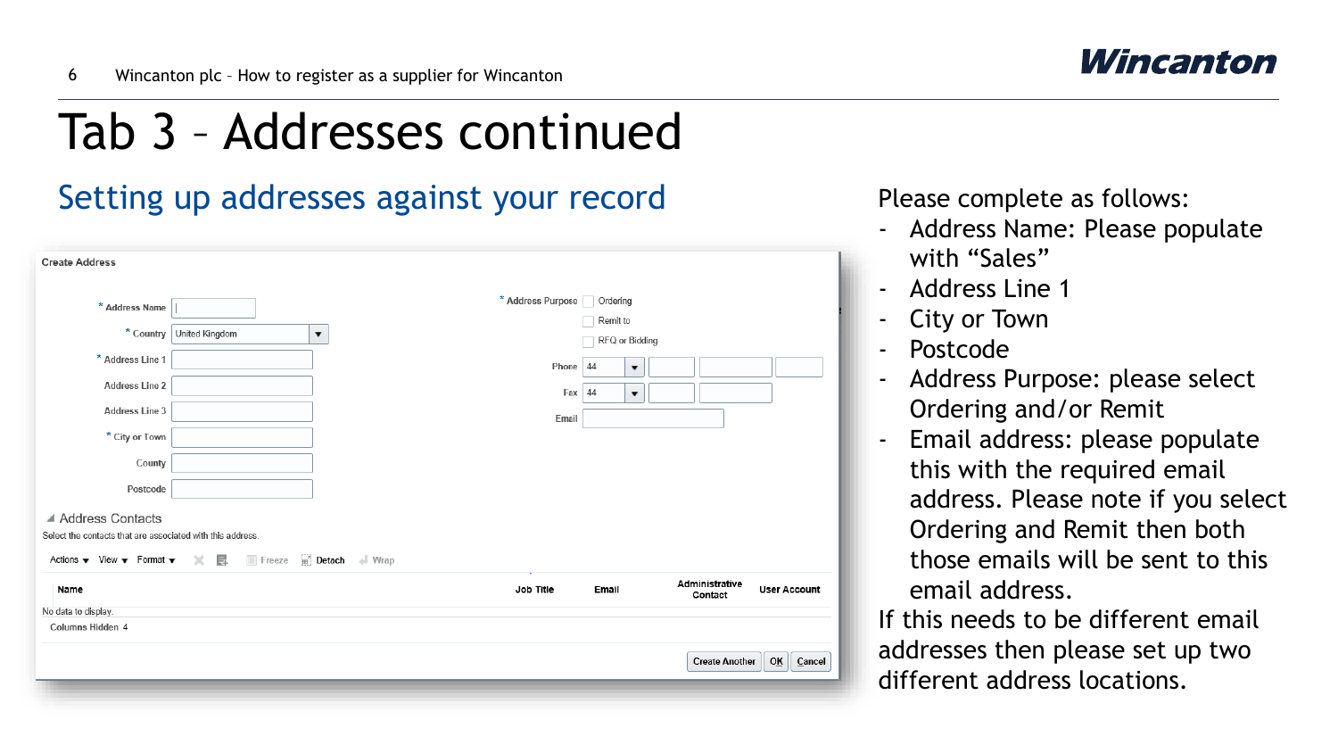# Tab 3 – Addresses continued

## Setting up addresses against your record

**Create Address**

* Address Name
* Country: United Kingdom
* Address Line 1
Address Line 2
Address Line 3
* City or Town
County
Postcode

* Address Purpose: Ordering / Remit to / RFQ or Bidding
Phone: 44
Fax: 44
Email

Address Contacts
Select the contacts that are associated with this address.

Actions View Format Freeze Detach Wrap

| Name | Job Title | Email | Administrative Contact | User Account |
| --- | --- | --- | --- | --- |

No data to display.
Columns Hidden 4

Create Another | OK | Cancel

Please complete as follows:

- Address Name: Please populate with “Sales”
- Address Line 1
- City or Town
- Postcode
- Address Purpose: please select Ordering and/or Remit
- Email address: please populate this with the required email address. Please note if you select Ordering and Remit then both those emails will be sent to this email address.

If this needs to be different email addresses then please set up two different address locations.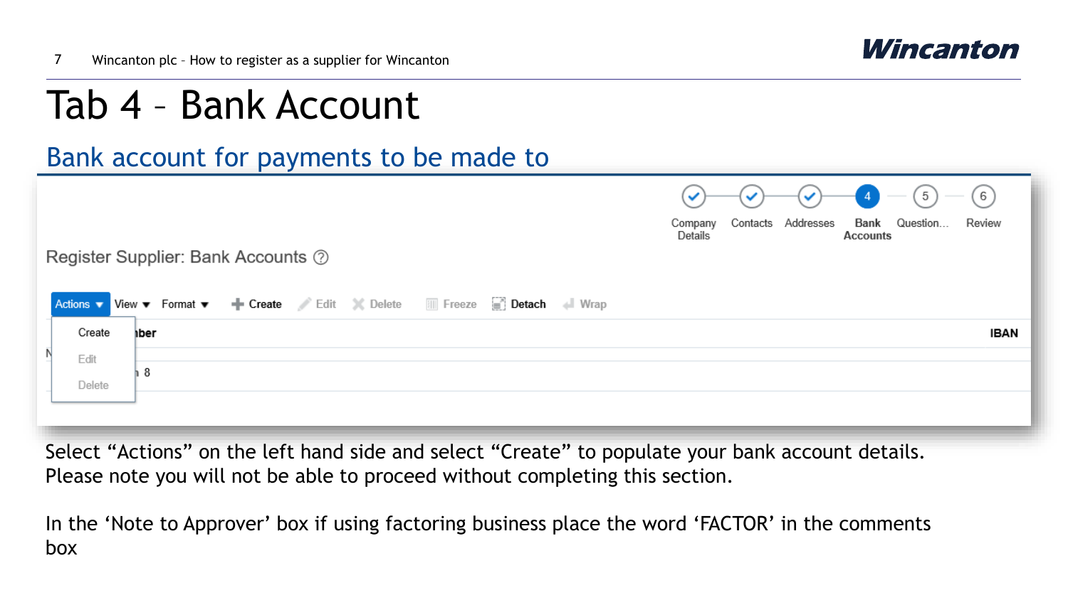# Tab 4 – Bank Account

## Bank account for payments to be made to

Select “Actions” on the left hand side and select “Create” to populate your bank account details. Please note you will not be able to proceed without completing this section.

In the ‘Note to Approver’ box if using factoring business place the word ‘FACTOR’ in the comments box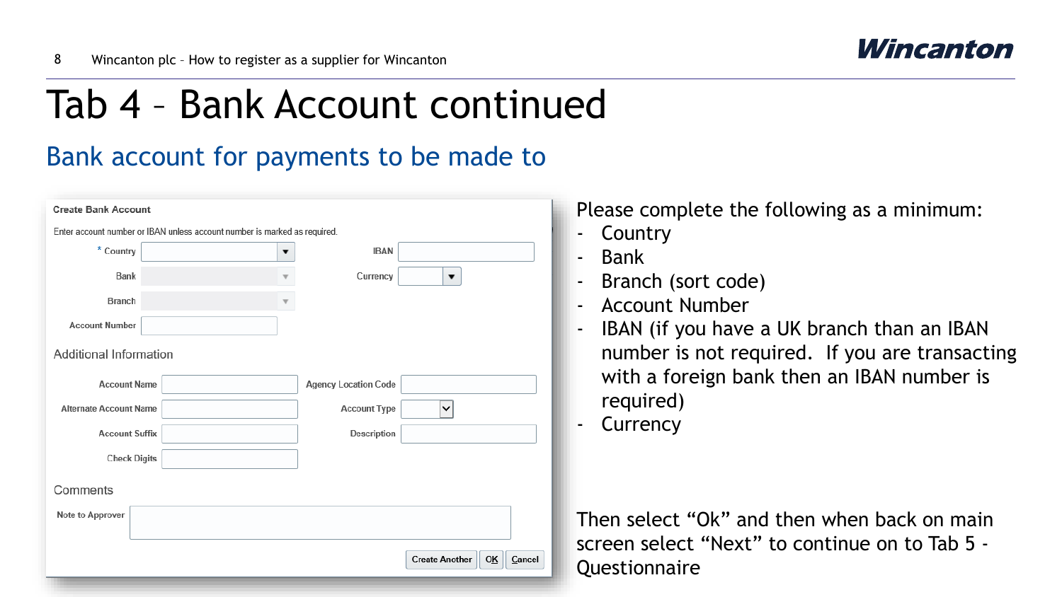# Tab 4 – Bank Account continued

## Bank account for payments to be made to

**Create Bank Account**

Enter account number or IBAN unless account number is marked as required.

| | | | |
|---|---|---|---|
| * Country | | IBAN | |
| Bank | | Currency | |
| Branch | | | |
| Account Number | | | |

**Additional Information**

| | | | |
|---|---|---|---|
| Account Name | | Agency Location Code | |
| Alternate Account Name | | Account Type | |
| Account Suffix | | Description | |
| Check Digits | | | |

**Comments**

Note to Approver

Create Another | OK | Cancel

Please complete the following as a minimum:

- Country
- Bank
- Branch (sort code)
- Account Number
- IBAN (if you have a UK branch than an IBAN number is not required. If you are transacting with a foreign bank then an IBAN number is required)
- Currency

Then select "Ok" and then when back on main screen select "Next" to continue on to Tab 5 - Questionnaire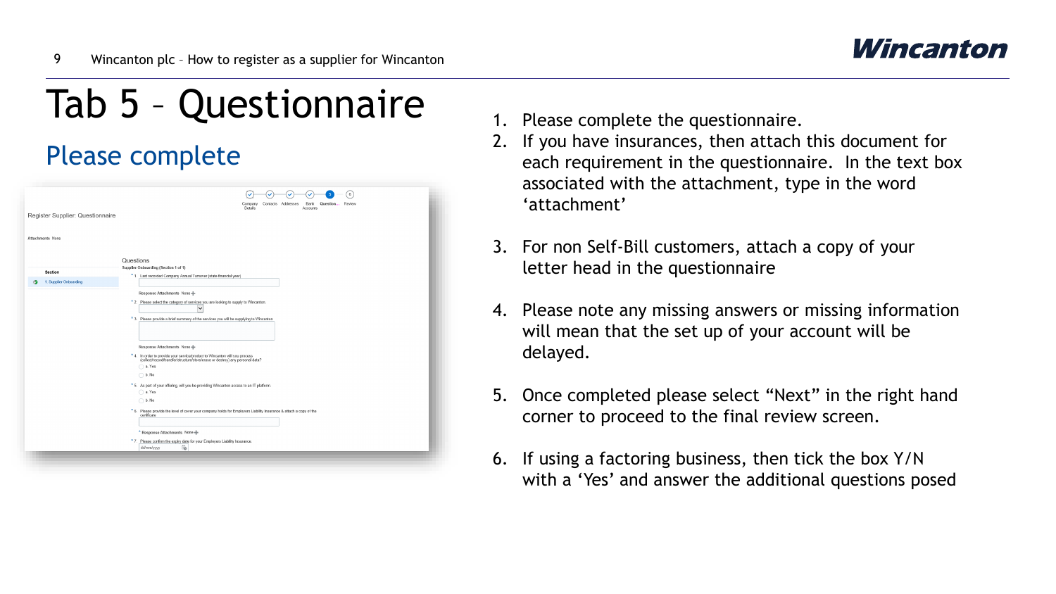# Tab 5 – Questionnaire

## Please complete

1. Please complete the questionnaire.
2. If you have insurances, then attach this document for each requirement in the questionnaire. In the text box associated with the attachment, type in the word 'attachment'
3. For non Self-Bill customers, attach a copy of your letter head in the questionnaire
4. Please note any missing answers or missing information will mean that the set up of your account will be delayed.
5. Once completed please select "Next" in the right hand corner to proceed to the final review screen.
6. If using a factoring business, then tick the box Y/N with a 'Yes' and answer the additional questions posed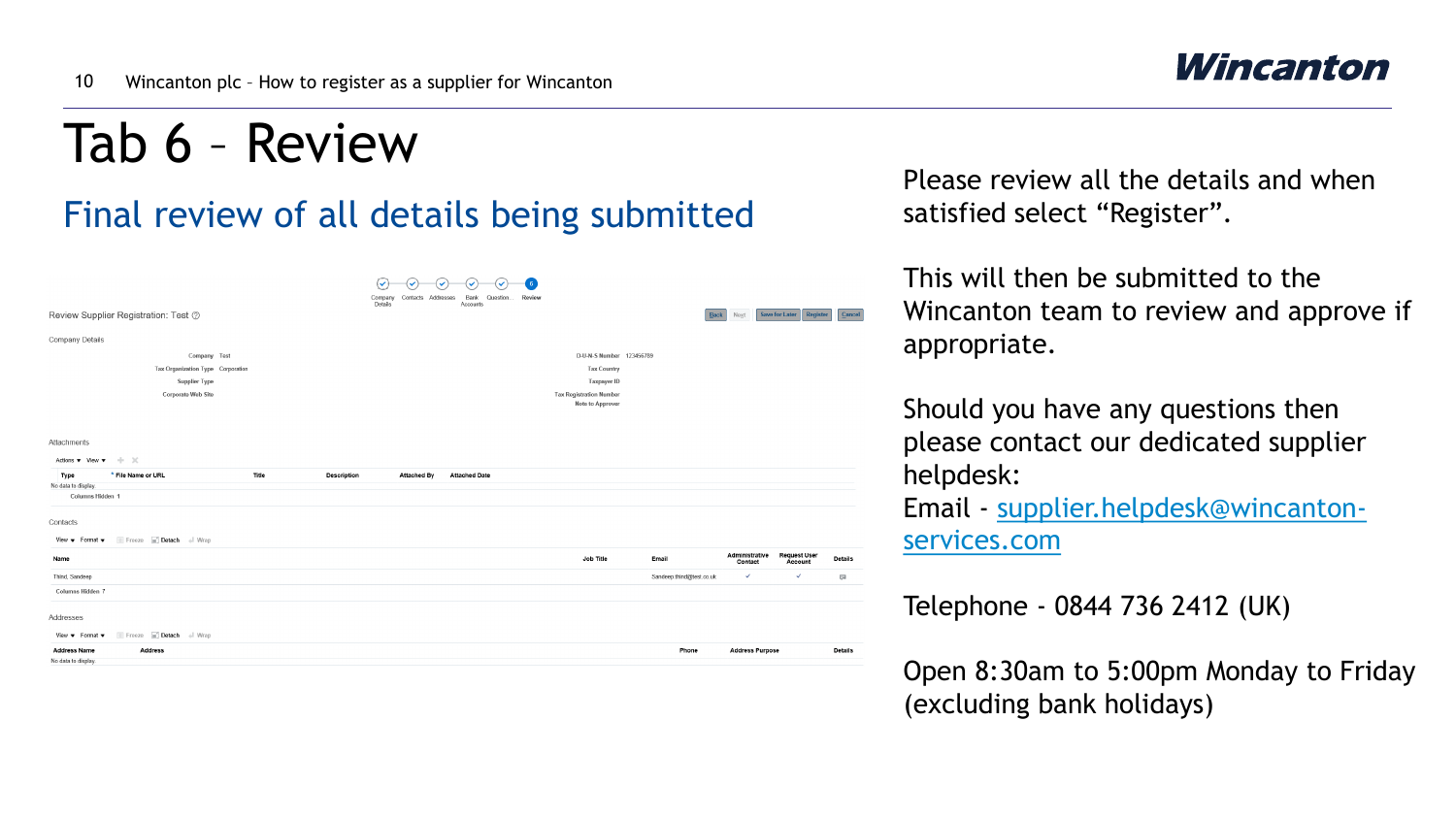# Tab 6 – Review

## Final review of all details being submitted

Company Details · Contacts · Addresses · Bank Accounts · Question... · Review

Review Supplier Registration: Test

Back | Next | Save for Later | Register | Cancel

Company Details

Company: Test
Tax Organization Type: Corporation
Supplier Type
Corporate Web Site

D-U-N-S Number: 123456789
Tax Country
Taxpayer ID
Tax Registration Number
Note to Approver

Attachments

Actions ▾ View ▾

| Type | * File Name or URL | Title | Description | Attached By | Attached Date |
| --- | --- | --- | --- | --- | --- |
| No data to display. | | | | | |

Columns Hidden 1

Contacts

View ▾ Format ▾ Freeze Detach Wrap

| Name | Job Title | Email | Administrative Contact | Request User Account | Details |
| --- | --- | --- | --- | --- | --- |
| Thind, Sandeep | | Sandeep.thind@test.co.uk | ✓ | ✓ | |

Columns Hidden 7

Addresses

View ▾ Format ▾ Freeze Detach Wrap

| Address Name | Address | Phone | Address Purpose | Details |
| --- | --- | --- | --- | --- |
| No data to display. | | | | |

Please review all the details and when satisfied select "Register".

This will then be submitted to the Wincanton team to review and approve if appropriate.

Should you have any questions then please contact our dedicated supplier helpdesk:
Email - supplier.helpdesk@wincanton-services.com

Telephone - 0844 736 2412 (UK)

Open 8:30am to 5:00pm Monday to Friday (excluding bank holidays)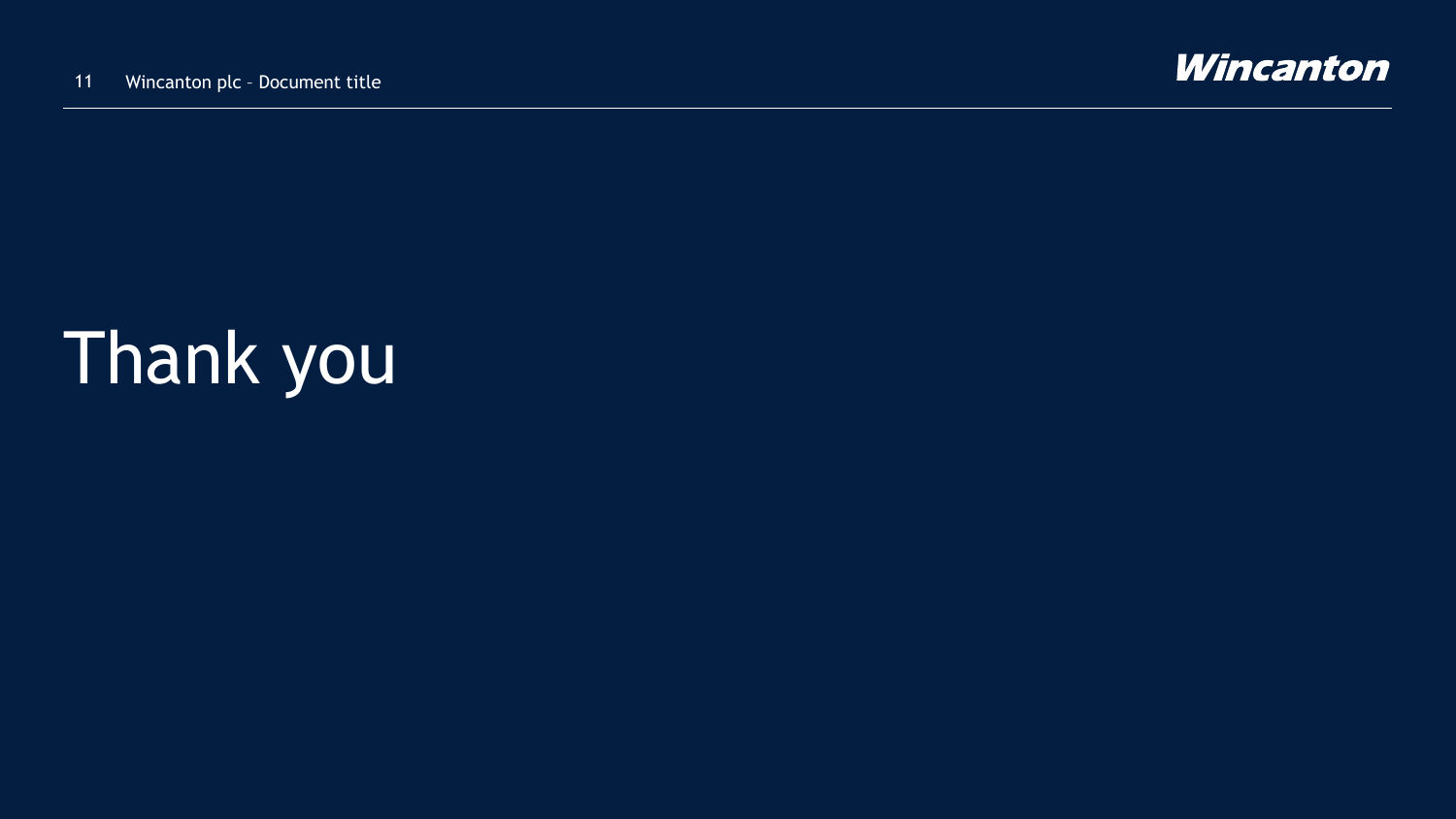# Thank you